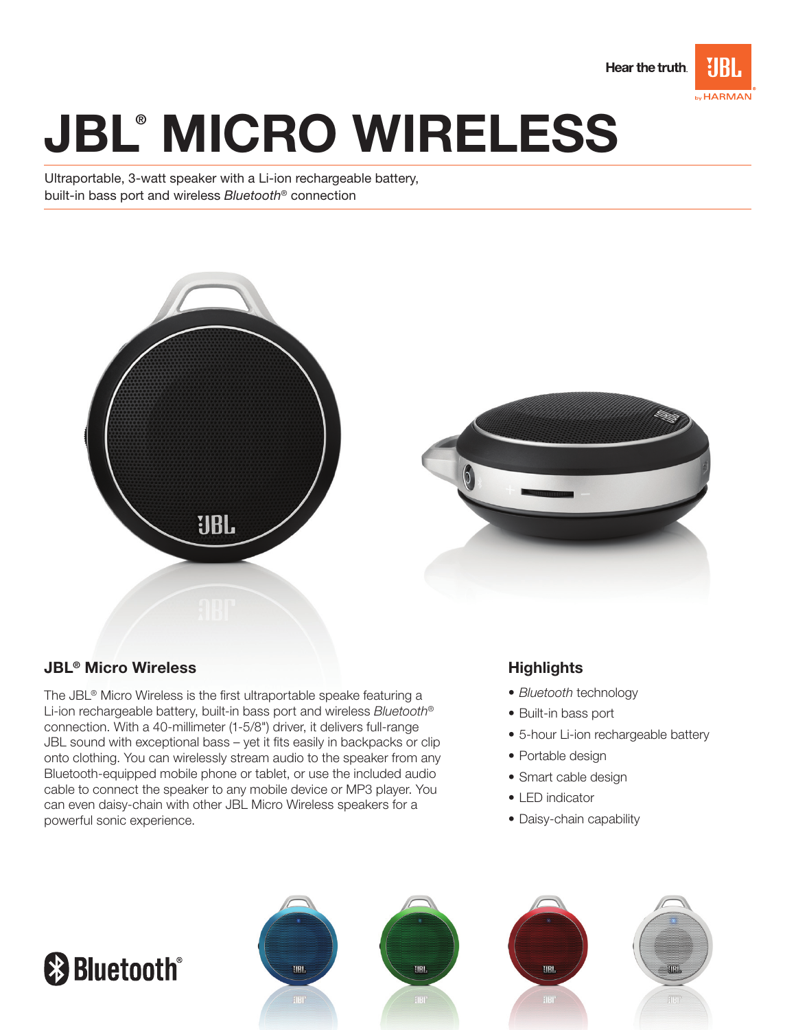Hear the truth.

# JBL® MICRO WIRELESS

Ultraportable, 3-watt speaker with a Li-ion rechargeable battery, built-in bass port and wireless *Bluetooth*® connection

## JBL® Micro Wireless

The JBL® Micro Wireless is the first ultraportable speake featuring a Li-ion rechargeable battery, built-in bass port and wireless *Bluetooth*® connection. With a 40-millimeter (1-5/8") driver, it delivers full-range JBL sound with exceptional bass – yet it fits easily in backpacks or clip onto clothing. You can wirelessly stream audio to the speaker from any Bluetooth-equipped mobile phone or tablet, or use the included audio cable to connect the speaker to any mobile device or MP3 player. You can even daisy-chain with other JBL Micro Wireless speakers for a powerful sonic experience.

## Highlights

- *Bluetooth* technology
- Built-in bass port
- 5-hour Li-ion rechargeable battery
- Portable design
- Smart cable design
- LED indicator
- Daisy-chain capability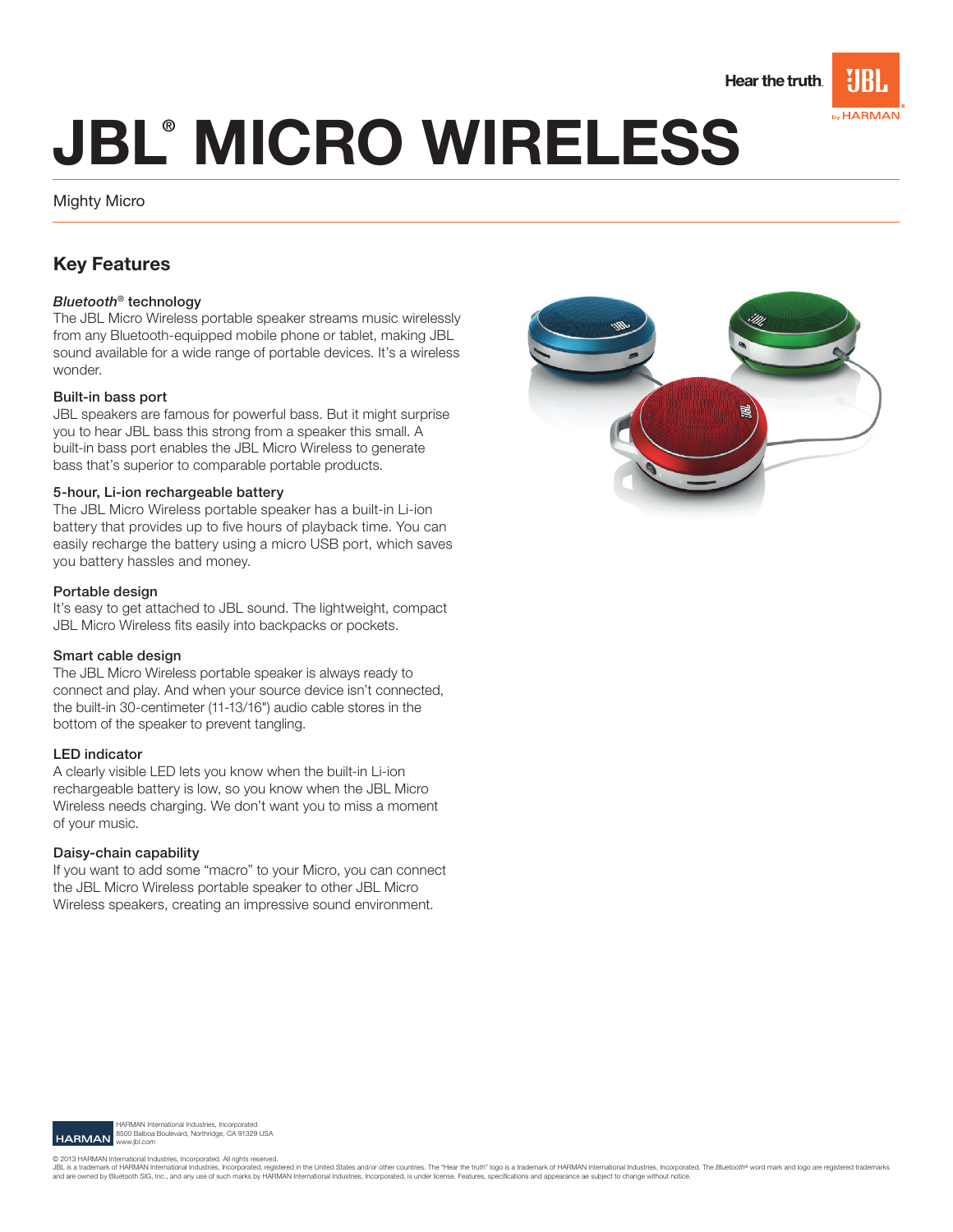Hear the truth.

# JBL® MICRO WIRELESS

Mighty Micro

## Key Features

### *Bluetooth®* technology

The JBL Micro Wireless portable speaker streams music wirelessly from any Bluetooth-equipped mobile phone or tablet, making JBL sound available for a wide range of portable devices. It's a wireless wonder.

### Built-in bass port

JBL speakers are famous for powerful bass. But it might surprise you to hear JBL bass this strong from a speaker this small. A built-in bass port enables the JBL Micro Wireless to generate bass that's superior to comparable portable products.

### 5-hour, Li-ion rechargeable battery

The JBL Micro Wireless portable speaker has a built-in Li-ion battery that provides up to five hours of playback time. You can easily recharge the battery using a micro USB port, which saves you battery hassles and money.

### Portable design

It's easy to get attached to JBL sound. The lightweight, compact JBL Micro Wireless fits easily into backpacks or pockets.

### Smart cable design

The JBL Micro Wireless portable speaker is always ready to connect and play. And when your source device isn't connected, the built-in 30-centimeter (11-13/16") audio cable stores in the bottom of the speaker to prevent tangling.

### LED indicator

A clearly visible LED lets you know when the built-in Li-ion rechargeable battery is low, so you know when the JBL Micro Wireless needs charging. We don't want you to miss a moment of your music.

### Daisy-chain capability

If you want to add some "macro" to your Micro, you can connect the JBL Micro Wireless portable speaker to other JBL Micro Wireless speakers, creating an impressive sound environment.

HARMAN International Industries, Incorporated
8500 Balboa Boulevard, Northridge, CA 91329 USA
www.jbl.com

© 2013 HARMAN International Industries, Incorporated. All rights reserved.
JBL is a trademark of HARMAN International Industries, Incorporated, registered in the United States and/or other countries. The "Hear the truth" logo is a trademark of HARMAN International Industries, Incorporated. The *Bluetooth®* word mark and logo are registered trademarks and are owned by Bluetooth SIG, Inc., and any use of such marks by HARMAN International Industries, Incorporated, is under license. Features, specifications and appearance ae subject to change without notice.